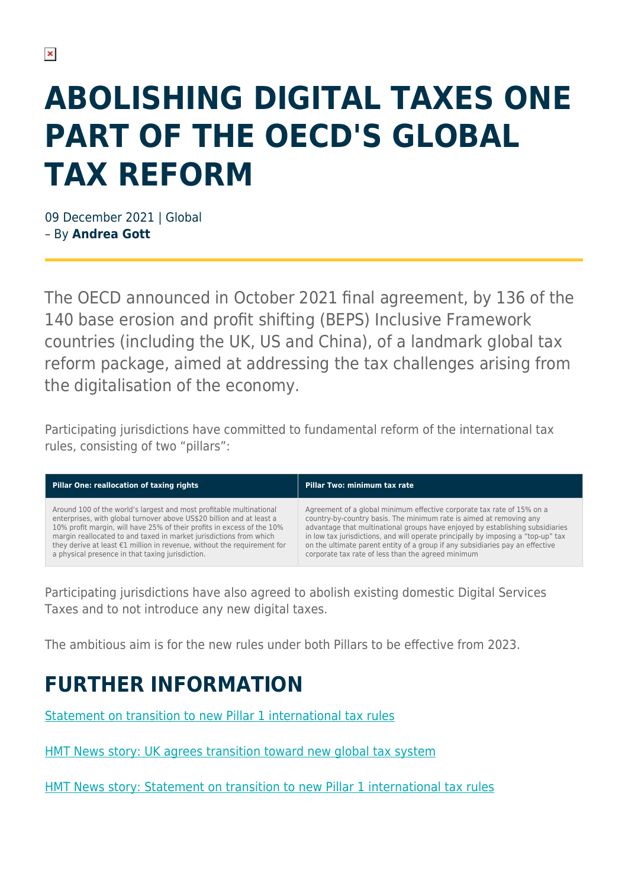# ABOLISHING DIGITAL TAXES ONE PART OF THE OECD'S GLOBAL TAX REFORM

09 December 2021 | Global
– By **Andrea Gott**

The OECD announced in October 2021 final agreement, by 136 of the 140 base erosion and profit shifting (BEPS) Inclusive Framework countries (including the UK, US and China), of a landmark global tax reform package, aimed at addressing the tax challenges arising from the digitalisation of the economy.

Participating jurisdictions have committed to fundamental reform of the international tax rules, consisting of two "pillars":

| Pillar One: reallocation of taxing rights | Pillar Two: minimum tax rate |
| --- | --- |
| Around 100 of the world's largest and most profitable multinational enterprises, with global turnover above US$20 billion and at least a 10% profit margin, will have 25% of their profits in excess of the 10% margin reallocated to and taxed in market jurisdictions from which they derive at least €1 million in revenue, without the requirement for a physical presence in that taxing jurisdiction. | Agreement of a global minimum effective corporate tax rate of 15% on a country-by-country basis. The minimum rate is aimed at removing any advantage that multinational groups have enjoyed by establishing subsidiaries in low tax jurisdictions, and will operate principally by imposing a "top-up" tax on the ultimate parent entity of a group if any subsidiaries pay an effective corporate tax rate of less than the agreed minimum |

Participating jurisdictions have also agreed to abolish existing domestic Digital Services Taxes and to not introduce any new digital taxes.

The ambitious aim is for the new rules under both Pillars to be effective from 2023.

## FURTHER INFORMATION

Statement on transition to new Pillar 1 international tax rules

HMT News story: UK agrees transition toward new global tax system

HMT News story: Statement on transition to new Pillar 1 international tax rules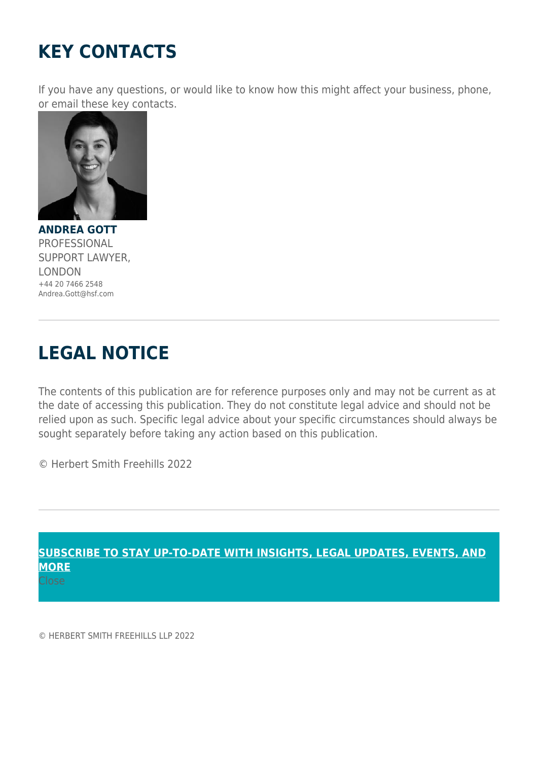## KEY CONTACTS

If you have any questions, or would like to know how this might affect your business, phone, or email these key contacts.

**ANDREA GOTT**
PROFESSIONAL SUPPORT LAWYER, LONDON
+44 20 7466 2548
Andrea.Gott@hsf.com

## LEGAL NOTICE

The contents of this publication are for reference purposes only and may not be current as at the date of accessing this publication. They do not constitute legal advice and should not be relied upon as such. Specific legal advice about your specific circumstances should always be sought separately before taking any action based on this publication.

© Herbert Smith Freehills 2022

**SUBSCRIBE TO STAY UP-TO-DATE WITH INSIGHTS, LEGAL UPDATES, EVENTS, AND MORE**
Close

© HERBERT SMITH FREEHILLS LLP 2022